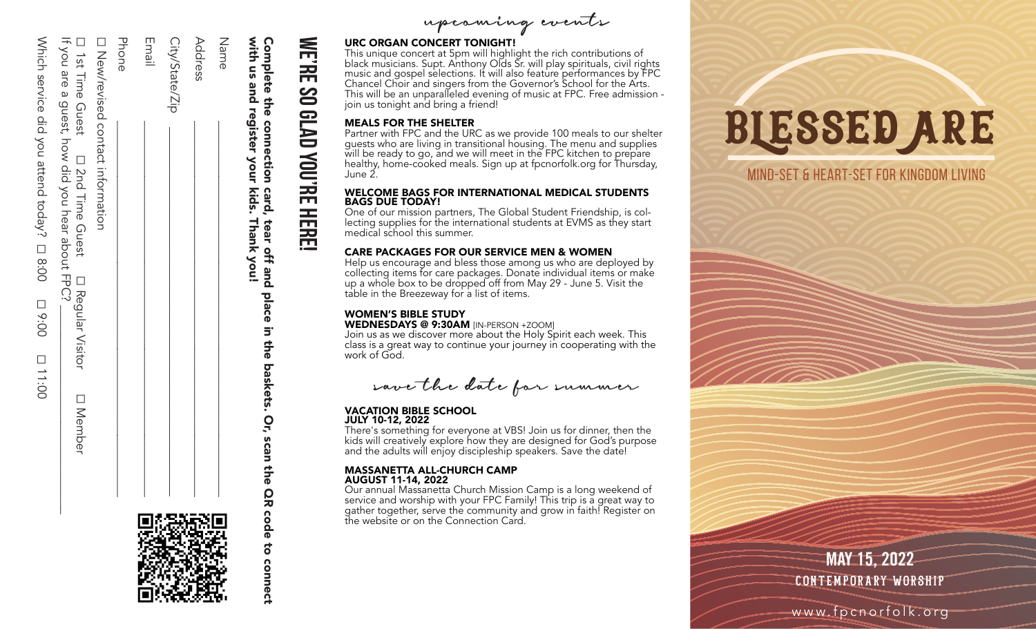# BLESSED ARE

## MIND-SET & HEART-SET FOR KINGDOM LIVING

**MAY 15, 2022**

**CONTEMPORARY WORSHIP**

www.fpcnorfolk.org

## upcoming events

### URC ORGAN CONCERT TONIGHT!

This unique concert at 5pm will highlight the rich contributions of black musicians. Supt. Anthony Olds Sr. will play spirituals, civil rights music and gospel selections. It will also feature performances by FPC Chancel Choir and singers from the Governor's School for the Arts. This will be an unparalleled evening of music at FPC. Free admission - join us tonight and bring a friend!

### MEALS FOR THE SHELTER

Partner with FPC and the URC as we provide 100 meals to our shelter guests who are living in transitional housing. The menu and supplies will be ready to go, and we will meet in the FPC kitchen to prepare healthy, home-cooked meals. Sign up at fpcnorfolk.org for Thursday, June 2.

### WELCOME BAGS FOR INTERNATIONAL MEDICAL STUDENTS BAGS DUE TODAY!

One of our mission partners, The Global Student Friendship, is collecting supplies for the international students at EVMS as they start medical school this summer.

### CARE PACKAGES FOR OUR SERVICE MEN & WOMEN

Help us encourage and bless those among us who are deployed by collecting items for care packages. Donate individual items or make up a whole box to be dropped off from May 29 - June 5. Visit the table in the Breezeway for a list of items.

### WOMEN'S BIBLE STUDY
**WEDNESDAYS @ 9:30AM** [IN-PERSON +ZOOM]

Join us as we discover more about the Holy Spirit each week. This class is a great way to continue your journey in cooperating with the work of God.

## save the date for summer

### VACATION BIBLE SCHOOL
**JULY 10-12, 2022**

There's something for everyone at VBS! Join us for dinner, then the kids will creatively explore how they are designed for God's purpose and the adults will enjoy discipleship speakers. Save the date!

### MASSANETTA ALL-CHURCH CAMP
**AUGUST 11-14, 2022**

Our annual Massanetta Church Mission Camp is a long weekend of service and worship with your FPC Family! This trip is a great way to gather together, serve the community and grow in faith! Register on the website or on the Connection Card.

## WE'RE SO GLAD YOU'RE HERE!

**Complete the connection card, tear off and place in the baskets. Or, scan the QR code to connect with us and register your kids. Thank you!**

Name ______________________

Address ______________________

City/State/Zip ______________________

Email ______________________

Phone ______________________

☐ New/revised contact information

☐ 1st Time Guest ☐ 2nd Time Guest ☐ Regular Visitor ☐ Member

If you are a guest, how did you hear about FPC? ______________________

Which service did you attend today? ☐ 8:00 ☐ 9:00 ☐ 11:00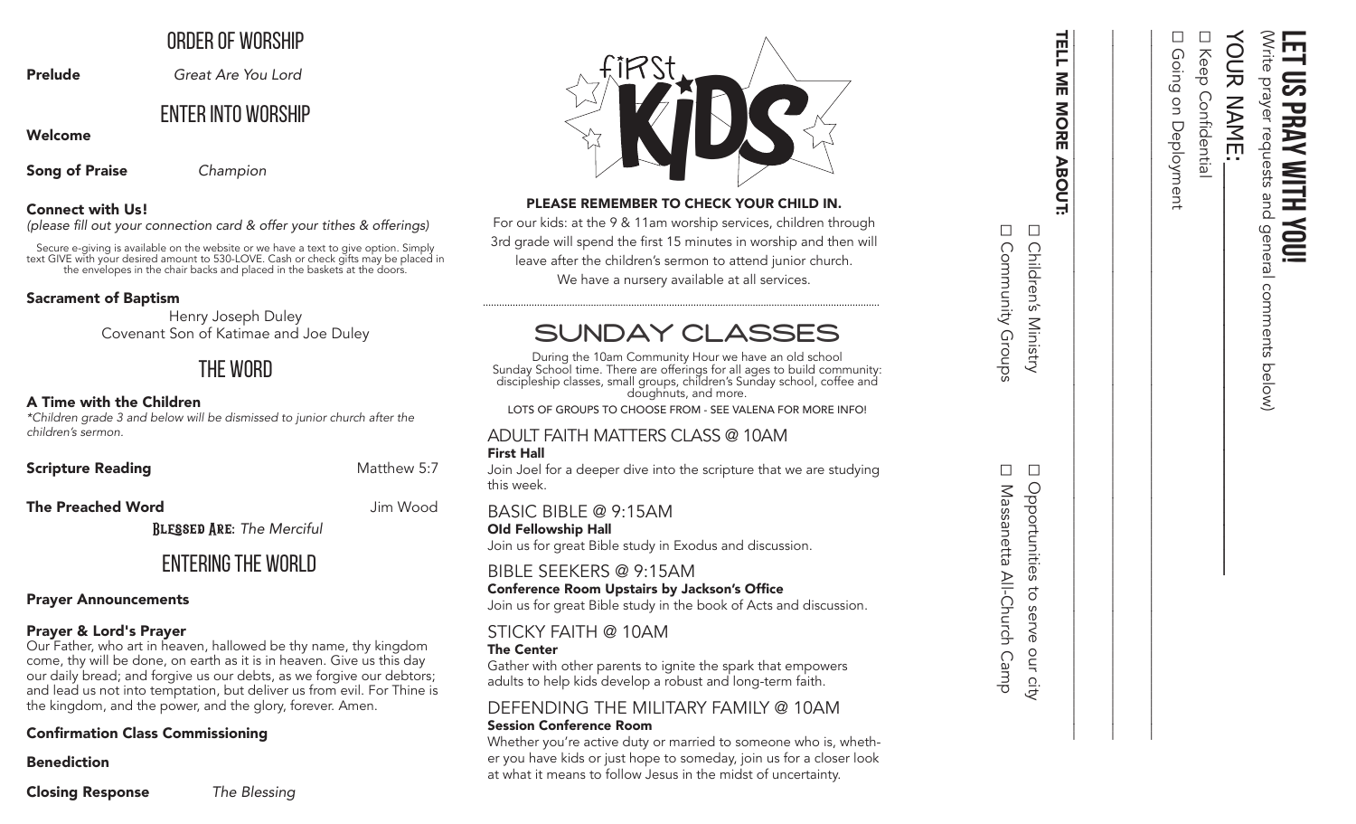# ORDER OF WORSHIP

**Prelude** *Great Are You Lord*

## ENTER INTO WORSHIP

**Welcome**

**Song of Praise** *Champion*

**Connect with Us!**
*(please fill out your connection card & offer your tithes & offerings)*

Secure e-giving is available on the website or we have a text to give option. Simply text GIVE with your desired amount to 530-LOVE. Cash or check gifts may be placed in the envelopes in the chair backs and placed in the baskets at the doors.

**Sacrament of Baptism**

Henry Joseph Duley
Covenant Son of Katimae and Joe Duley

## THE WORD

**A Time with the Children**
*\*Children grade 3 and below will be dismissed to junior church after the children's sermon.*

**Scripture Reading** Matthew 5:7

**The Preached Word** Jim Wood

Blessed Are: *The Merciful*

## ENTERING THE WORLD

**Prayer Announcements**

**Prayer & Lord's Prayer**
Our Father, who art in heaven, hallowed be thy name, thy kingdom come, thy will be done, on earth as it is in heaven. Give us this day our daily bread; and forgive us our debts, as we forgive our debtors; and lead us not into temptation, but deliver us from evil. For Thine is the kingdom, and the power, and the glory, forever. Amen.

**Confirmation Class Commissioning**

**Benediction**

**Closing Response** *The Blessing*

# first KIDS

**PLEASE REMEMBER TO CHECK YOUR CHILD IN.**

For our kids: at the 9 & 11am worship services, children through 3rd grade will spend the first 15 minutes in worship and then will leave after the children's sermon to attend junior church. We have a nursery available at all services.

# SUNDAY CLASSES

During the 10am Community Hour we have an old school Sunday School time. There are offerings for all ages to build community: discipleship classes, small groups, children's Sunday school, coffee and doughnuts, and more.

LOTS OF GROUPS TO CHOOSE FROM - SEE VALENA FOR MORE INFO!

### ADULT FAITH MATTERS CLASS @ 10AM
**First Hall**
Join Joel for a deeper dive into the scripture that we are studying this week.

### BASIC BIBLE @ 9:15AM
**Old Fellowship Hall**
Join us for great Bible study in Exodus and discussion.

### BIBLE SEEKERS @ 9:15AM
**Conference Room Upstairs by Jackson's Office**
Join us for great Bible study in the book of Acts and discussion.

### STICKY FAITH @ 10AM
**The Center**
Gather with other parents to ignite the spark that empowers adults to help kids develop a robust and long-term faith.

### DEFENDING THE MILITARY FAMILY @ 10AM
**Session Conference Room**
Whether you're active duty or married to someone who is, whether you have kids or just hope to someday, join us for a closer look at what it means to follow Jesus in the midst of uncertainty.

# LET US PRAY WITH YOU!
(Write prayer requests and general comments below)

YOUR NAME: \_\_\_\_\_\_\_\_\_\_\_\_

☐ Keep Confidential
☐ Going on Deployment

**TELL ME MORE ABOUT:**

☐ Children's Ministry
☐ Community Groups
☐ Opportunities to serve our city
☐ Massanetta All-Church Camp